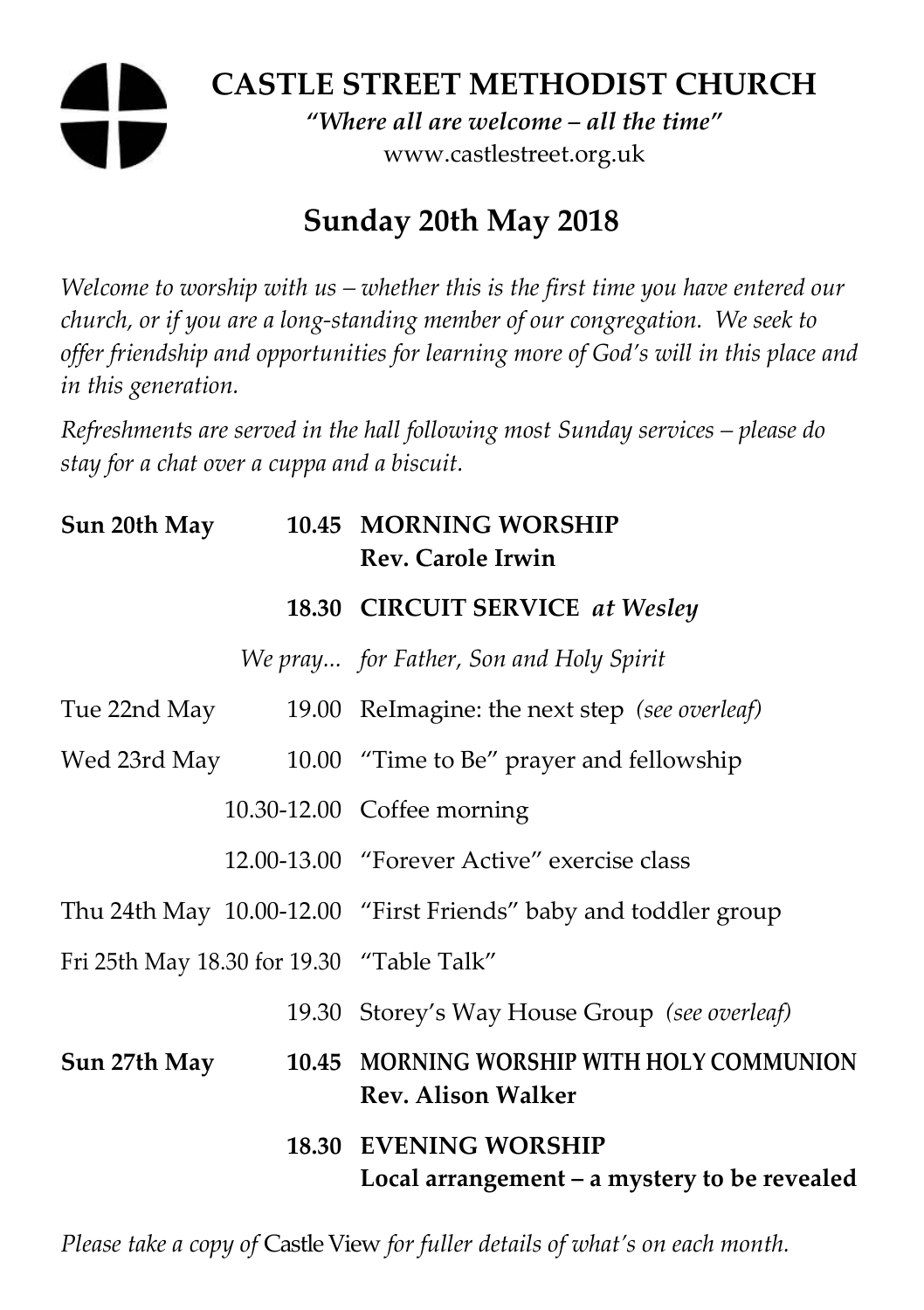# CASTLE STREET METHODIST CHURCH

*"Where all are welcome – all the time"*

www.castlestreet.org.uk

## Sunday 20th May 2018

*Welcome to worship with us – whether this is the first time you have entered our church, or if you are a long-standing member of our congregation. We seek to offer friendship and opportunities for learning more of God's will in this place and in this generation.*

*Refreshments are served in the hall following most Sunday services – please do stay for a chat over a cuppa and a biscuit.*

| | | |
|---|---|---|
| **Sun 20th May** | **10.45** | **MORNING WORSHIP**<br>**Rev. Carole Irwin** |
| | **18.30** | **CIRCUIT SERVICE** ***at Wesley*** |
| | *We pray...* | *for Father, Son and Holy Spirit* |
| Tue 22nd May | 19.00 | ReImagine: the next step *(see overleaf)* |
| Wed 23rd May | 10.00 | "Time to Be" prayer and fellowship |
| | 10.30-12.00 | Coffee morning |
| | 12.00-13.00 | "Forever Active" exercise class |
| Thu 24th May | 10.00-12.00 | "First Friends" baby and toddler group |
| Fri 25th May | 18.30 for 19.30 | "Table Talk" |
| | 19.30 | Storey's Way House Group *(see overleaf)* |
| **Sun 27th May** | **10.45** | **MORNING WORSHIP WITH HOLY COMMUNION**<br>**Rev. Alison Walker** |
| | **18.30** | **EVENING WORSHIP**<br>**Local arrangement – a mystery to be revealed** |

*Please take a copy of* Castle View *for fuller details of what's on each month.*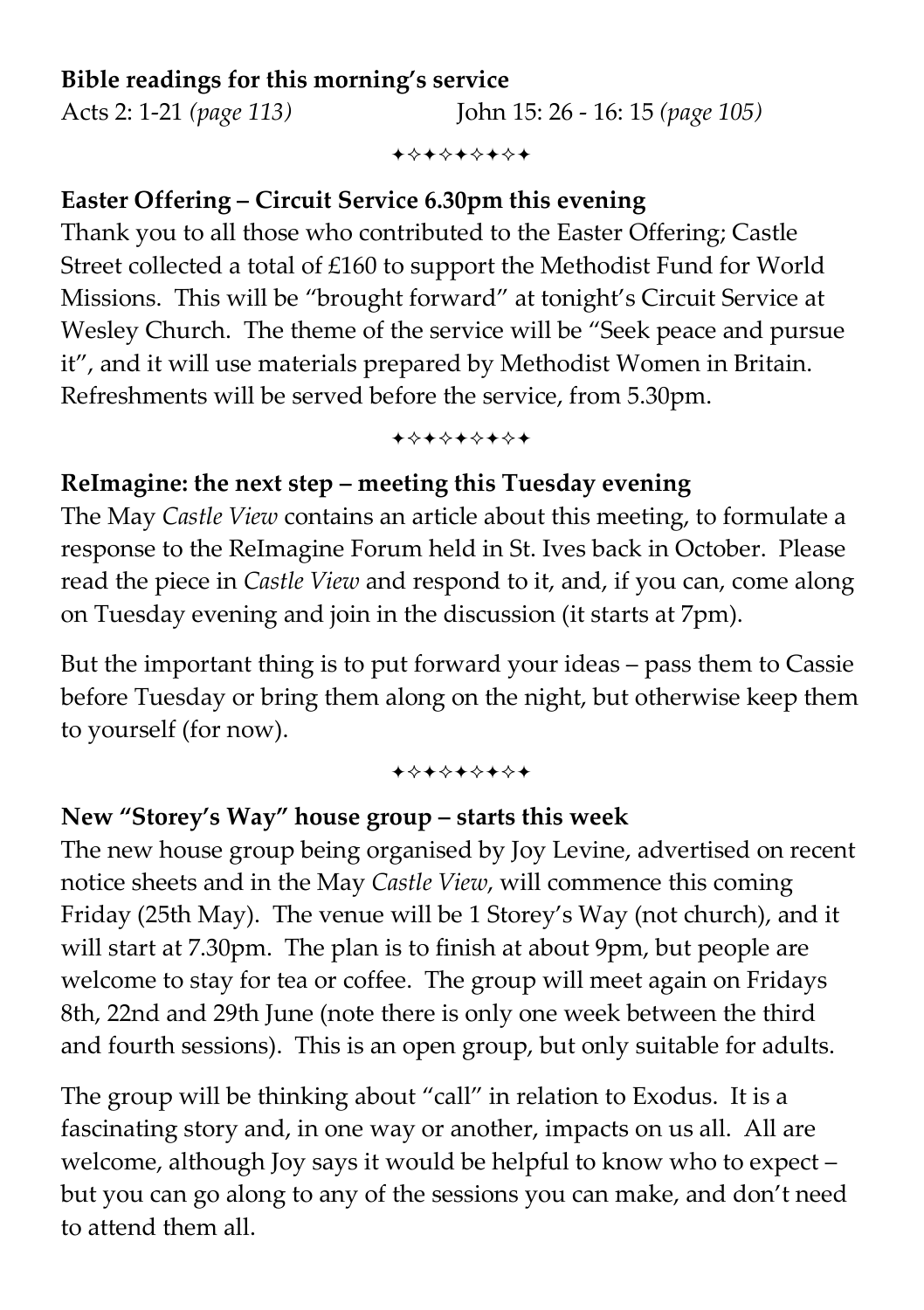**Bible readings for this morning's service**

Acts 2: 1-21 *(page 113)* John 15: 26 - 16: 15 *(page 105)*

✦✧✦✧✦✧✦✧✦

**Easter Offering – Circuit Service 6.30pm this evening**

Thank you to all those who contributed to the Easter Offering; Castle Street collected a total of £160 to support the Methodist Fund for World Missions. This will be "brought forward" at tonight's Circuit Service at Wesley Church. The theme of the service will be "Seek peace and pursue it", and it will use materials prepared by Methodist Women in Britain. Refreshments will be served before the service, from 5.30pm.

✦✧✦✧✦✧✦✧✦

**ReImagine: the next step – meeting this Tuesday evening**

The May *Castle View* contains an article about this meeting, to formulate a response to the ReImagine Forum held in St. Ives back in October. Please read the piece in *Castle View* and respond to it, and, if you can, come along on Tuesday evening and join in the discussion (it starts at 7pm).

But the important thing is to put forward your ideas – pass them to Cassie before Tuesday or bring them along on the night, but otherwise keep them to yourself (for now).

✦✧✦✧✦✧✦✧✦

**New "Storey's Way" house group – starts this week**

The new house group being organised by Joy Levine, advertised on recent notice sheets and in the May *Castle View*, will commence this coming Friday (25th May). The venue will be 1 Storey's Way (not church), and it will start at 7.30pm. The plan is to finish at about 9pm, but people are welcome to stay for tea or coffee. The group will meet again on Fridays 8th, 22nd and 29th June (note there is only one week between the third and fourth sessions). This is an open group, but only suitable for adults.

The group will be thinking about "call" in relation to Exodus. It is a fascinating story and, in one way or another, impacts on us all. All are welcome, although Joy says it would be helpful to know who to expect – but you can go along to any of the sessions you can make, and don't need to attend them all.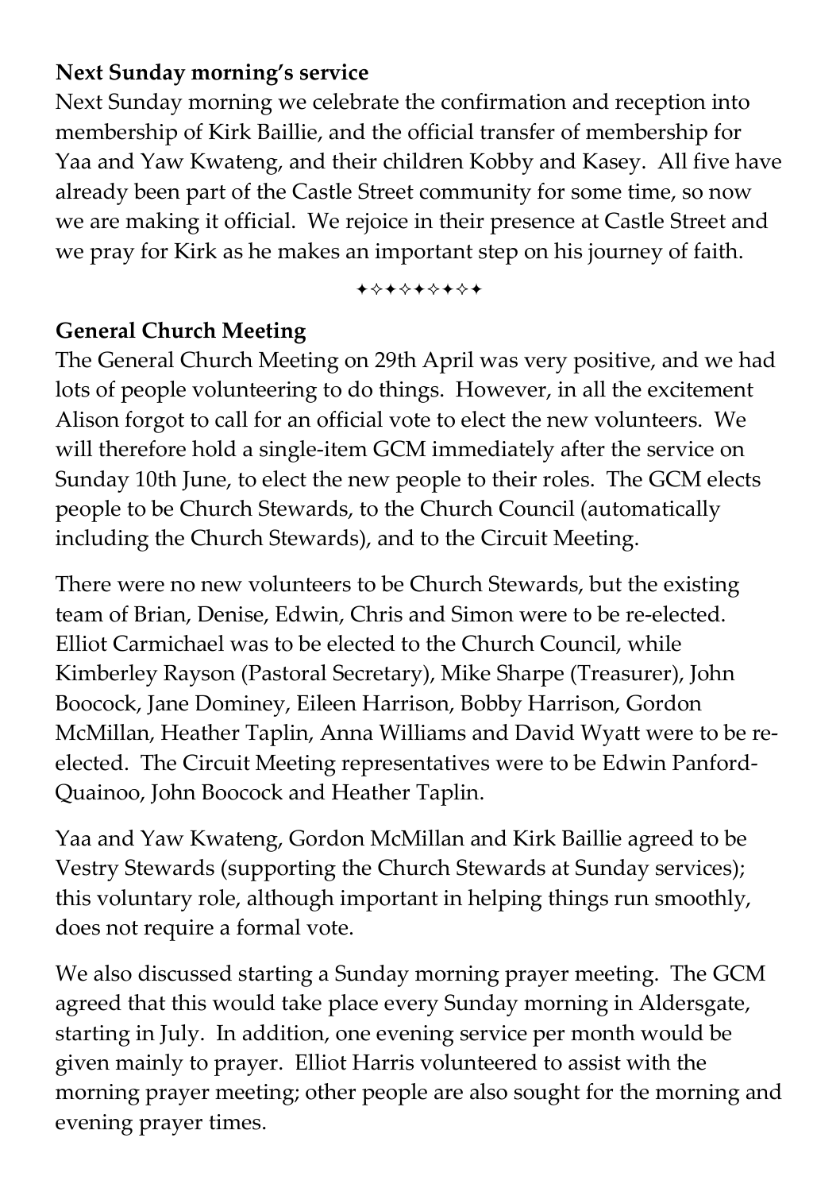**Next Sunday morning's service**

Next Sunday morning we celebrate the confirmation and reception into membership of Kirk Baillie, and the official transfer of membership for Yaa and Yaw Kwateng, and their children Kobby and Kasey. All five have already been part of the Castle Street community for some time, so now we are making it official. We rejoice in their presence at Castle Street and we pray for Kirk as he makes an important step on his journey of faith.

✦✧✦✧✦✧✦✧✦

**General Church Meeting**

The General Church Meeting on 29th April was very positive, and we had lots of people volunteering to do things. However, in all the excitement Alison forgot to call for an official vote to elect the new volunteers. We will therefore hold a single-item GCM immediately after the service on Sunday 10th June, to elect the new people to their roles. The GCM elects people to be Church Stewards, to the Church Council (automatically including the Church Stewards), and to the Circuit Meeting.

There were no new volunteers to be Church Stewards, but the existing team of Brian, Denise, Edwin, Chris and Simon were to be re-elected. Elliot Carmichael was to be elected to the Church Council, while Kimberley Rayson (Pastoral Secretary), Mike Sharpe (Treasurer), John Boocock, Jane Dominey, Eileen Harrison, Bobby Harrison, Gordon McMillan, Heather Taplin, Anna Williams and David Wyatt were to be re-elected. The Circuit Meeting representatives were to be Edwin Panford-Quainoo, John Boocock and Heather Taplin.

Yaa and Yaw Kwateng, Gordon McMillan and Kirk Baillie agreed to be Vestry Stewards (supporting the Church Stewards at Sunday services); this voluntary role, although important in helping things run smoothly, does not require a formal vote.

We also discussed starting a Sunday morning prayer meeting. The GCM agreed that this would take place every Sunday morning in Aldersgate, starting in July. In addition, one evening service per month would be given mainly to prayer. Elliot Harris volunteered to assist with the morning prayer meeting; other people are also sought for the morning and evening prayer times.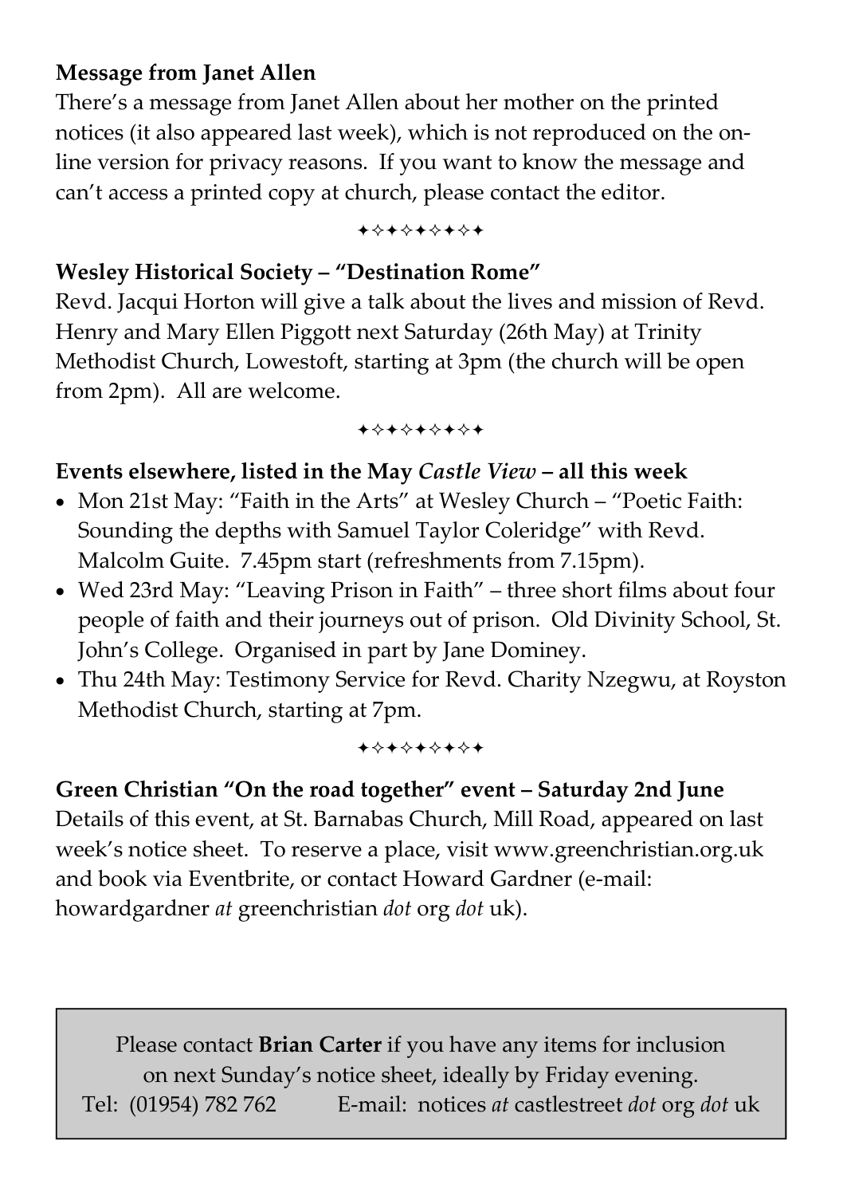**Message from Janet Allen**

There's a message from Janet Allen about her mother on the printed notices (it also appeared last week), which is not reproduced on the on-line version for privacy reasons. If you want to know the message and can't access a printed copy at church, please contact the editor.

✦✧✦✧✦✧✦✧✦

**Wesley Historical Society – "Destination Rome"**

Revd. Jacqui Horton will give a talk about the lives and mission of Revd. Henry and Mary Ellen Piggott next Saturday (26th May) at Trinity Methodist Church, Lowestoft, starting at 3pm (the church will be open from 2pm). All are welcome.

✦✧✦✧✦✧✦✧✦

**Events elsewhere, listed in the May *Castle View* – all this week**

- Mon 21st May: "Faith in the Arts" at Wesley Church – "Poetic Faith: Sounding the depths with Samuel Taylor Coleridge" with Revd. Malcolm Guite. 7.45pm start (refreshments from 7.15pm).
- Wed 23rd May: "Leaving Prison in Faith" – three short films about four people of faith and their journeys out of prison. Old Divinity School, St. John's College. Organised in part by Jane Dominey.
- Thu 24th May: Testimony Service for Revd. Charity Nzegwu, at Royston Methodist Church, starting at 7pm.

✦✧✦✧✦✧✦✧✦

**Green Christian "On the road together" event – Saturday 2nd June**

Details of this event, at St. Barnabas Church, Mill Road, appeared on last week's notice sheet. To reserve a place, visit www.greenchristian.org.uk and book via Eventbrite, or contact Howard Gardner (e-mail: howardgardner *at* greenchristian *dot* org *dot* uk).

Please contact **Brian Carter** if you have any items for inclusion on next Sunday's notice sheet, ideally by Friday evening.
Tel: (01954) 782 762 E-mail: notices *at* castlestreet *dot* org *dot* uk